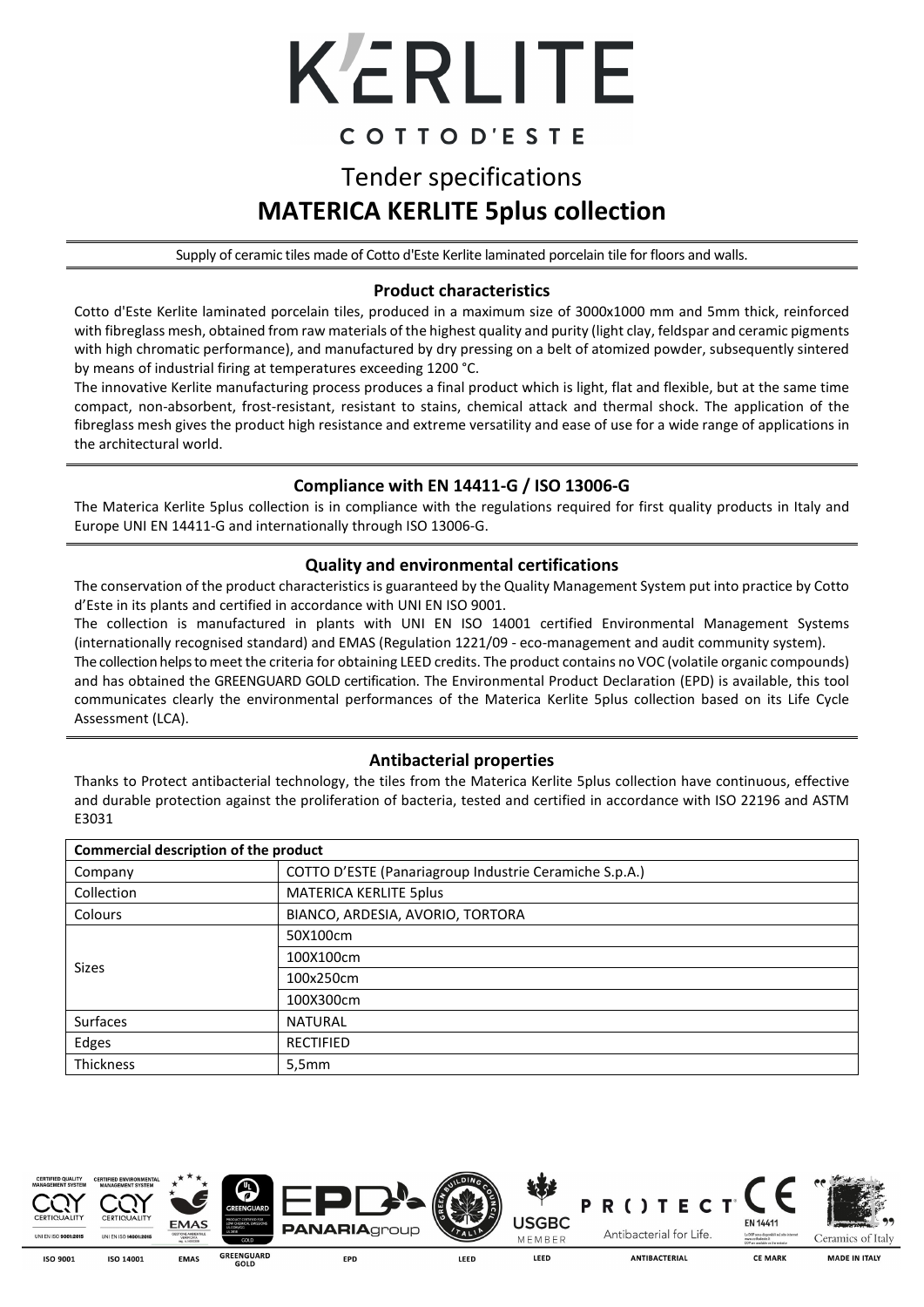# K'ERLITE

COTTO D'ESTE

## Tender specifications
## MATERICA KERLITE 5plus collection

Supply of ceramic tiles made of Cotto d'Este Kerlite laminated porcelain tile for floors and walls.

### Product characteristics

Cotto d'Este Kerlite laminated porcelain tiles, produced in a maximum size of 3000x1000 mm and 5mm thick, reinforced with fibreglass mesh, obtained from raw materials of the highest quality and purity (light clay, feldspar and ceramic pigments with high chromatic performance), and manufactured by dry pressing on a belt of atomized powder, subsequently sintered by means of industrial firing at temperatures exceeding 1200 °C.

The innovative Kerlite manufacturing process produces a final product which is light, flat and flexible, but at the same time compact, non-absorbent, frost-resistant, resistant to stains, chemical attack and thermal shock. The application of the fibreglass mesh gives the product high resistance and extreme versatility and ease of use for a wide range of applications in the architectural world.

### Compliance with EN 14411-G / ISO 13006-G

The Materica Kerlite 5plus collection is in compliance with the regulations required for first quality products in Italy and Europe UNI EN 14411-G and internationally through ISO 13006-G.

### Quality and environmental certifications

The conservation of the product characteristics is guaranteed by the Quality Management System put into practice by Cotto d'Este in its plants and certified in accordance with UNI EN ISO 9001.

The collection is manufactured in plants with UNI EN ISO 14001 certified Environmental Management Systems (internationally recognised standard) and EMAS (Regulation 1221/09 - eco-management and audit community system).

The collection helps to meet the criteria for obtaining LEED credits. The product contains no VOC (volatile organic compounds) and has obtained the GREENGUARD GOLD certification. The Environmental Product Declaration (EPD) is available, this tool communicates clearly the environmental performances of the Materica Kerlite 5plus collection based on its Life Cycle Assessment (LCA).

### Antibacterial properties

Thanks to Protect antibacterial technology, the tiles from the Materica Kerlite 5plus collection have continuous, effective and durable protection against the proliferation of bacteria, tested and certified in accordance with ISO 22196 and ASTM E3031

| Commercial description of the product | |
|---|---|
| Company | COTTO D'ESTE (Panariagroup Industrie Ceramiche S.p.A.) |
| Collection | MATERICA KERLITE 5plus |
| Colours | BIANCO, ARDESIA, AVORIO, TORTORA |
| Sizes | 50X100cm |
| | 100X100cm |
| | 100x250cm |
| | 100X300cm |
| Surfaces | NATURAL |
| Edges | RECTIFIED |
| Thickness | 5,5mm |

ISO 9001 | ISO 14001 | EMAS | GREENGUARD GOLD | EPD | LEED | LEED | ANTIBACTERIAL | CE MARK | MADE IN ITALY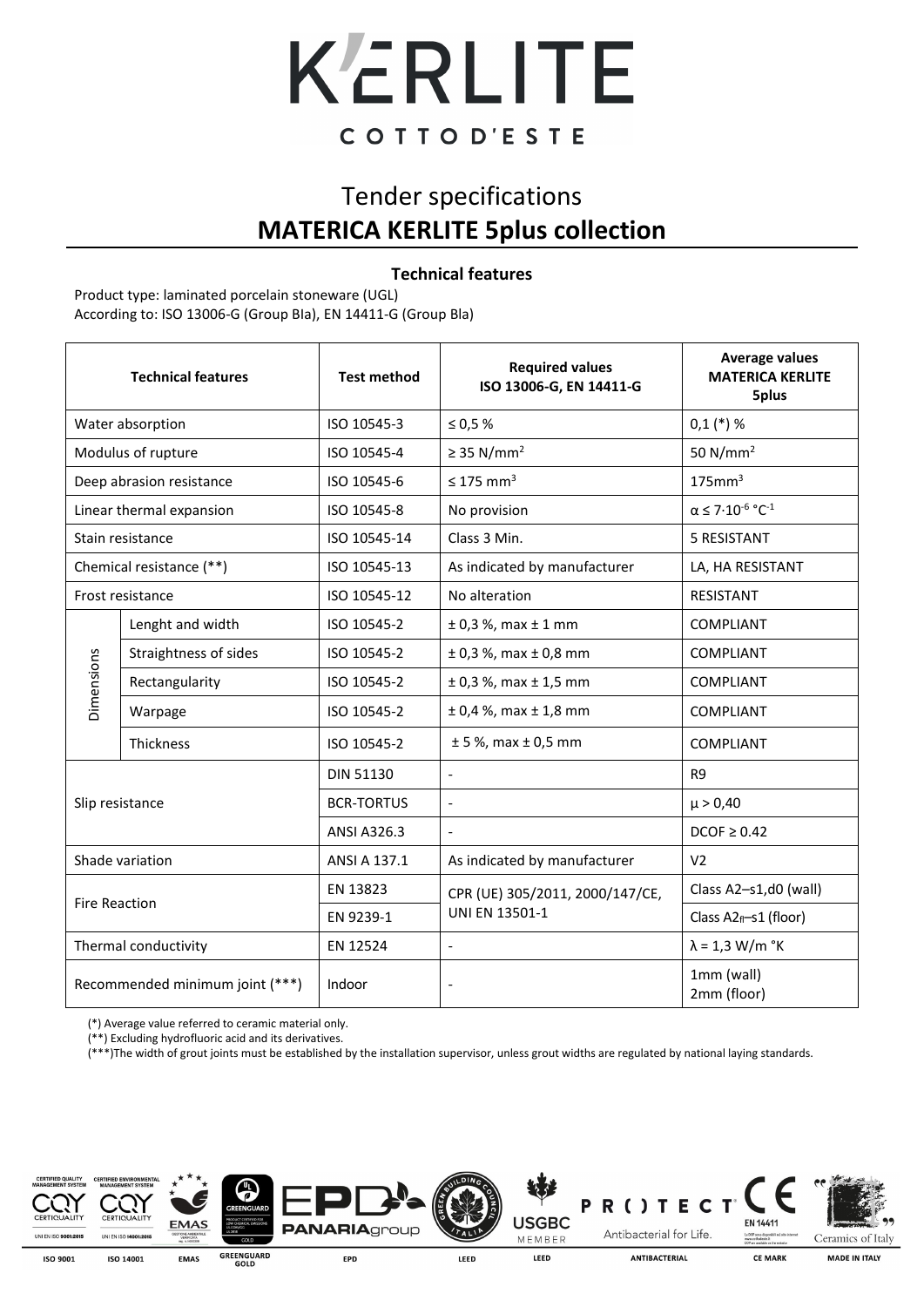# K'ERLITE

COTTO D'ESTE

## Tender specifications

## MATERICA KERLITE 5plus collection

### Technical features

Product type: laminated porcelain stoneware (UGL)
According to: ISO 13006-G (Group BIa), EN 14411-G (Group BIa)

| Technical features | | Test method | Required values ISO 13006-G, EN 14411-G | Average values MATERICA KERLITE 5plus |
|---|---|---|---|---|
| Water absorption | | ISO 10545-3 | ≤ 0,5 % | 0,1 (*) % |
| Modulus of rupture | | ISO 10545-4 | ≥ 35 N/mm$^2$ | 50 N/mm$^2$ |
| Deep abrasion resistance | | ISO 10545-6 | ≤ 175 mm$^3$ | 175mm$^3$ |
| Linear thermal expansion | | ISO 10545-8 | No provision | $\alpha \leq 7{\cdot}10^{-6}$ °C$^{-1}$ |
| Stain resistance | | ISO 10545-14 | Class 3 Min. | 5 RESISTANT |
| Chemical resistance (**) | | ISO 10545-13 | As indicated by manufacturer | LA, HA RESISTANT |
| Frost resistance | | ISO 10545-12 | No alteration | RESISTANT |
| Dimensions | Lenght and width | ISO 10545-2 | ± 0,3 %, max ± 1 mm | COMPLIANT |
| | Straightness of sides | ISO 10545-2 | ± 0,3 %, max ± 0,8 mm | COMPLIANT |
| | Rectangularity | ISO 10545-2 | ± 0,3 %, max ± 1,5 mm | COMPLIANT |
| | Warpage | ISO 10545-2 | ± 0,4 %, max ± 1,8 mm | COMPLIANT |
| | Thickness | ISO 10545-2 | ± 5 %, max ± 0,5 mm | COMPLIANT |
| Slip resistance | | DIN 51130 | - | R9 |
| | | BCR-TORTUS | - | µ > 0,40 |
| | | ANSI A326.3 | - | DCOF ≥ 0.42 |
| Shade variation | | ANSI A 137.1 | As indicated by manufacturer | V2 |
| Fire Reaction | | EN 13823 | CPR (UE) 305/2011, 2000/147/CE, UNI EN 13501-1 | Class A2–s1,d0 (wall) |
| | | EN 9239-1 | | Class A2$_{fl}$–s1 (floor) |
| Thermal conductivity | | EN 12524 | - | λ = 1,3 W/m °K |
| Recommended minimum joint (***) | | Indoor | - | 1mm (wall) 2mm (floor) |

(*) Average value referred to ceramic material only.
(**) Excluding hydrofluoric acid and its derivatives.
(***)The width of grout joints must be established by the installation supervisor, unless grout widths are regulated by national laying standards.

ISO 9001 | ISO 14001 | EMAS | GREENGUARD GOLD | EPD | LEED | LEED | ANTIBACTERIAL | CE MARK | MADE IN ITALY